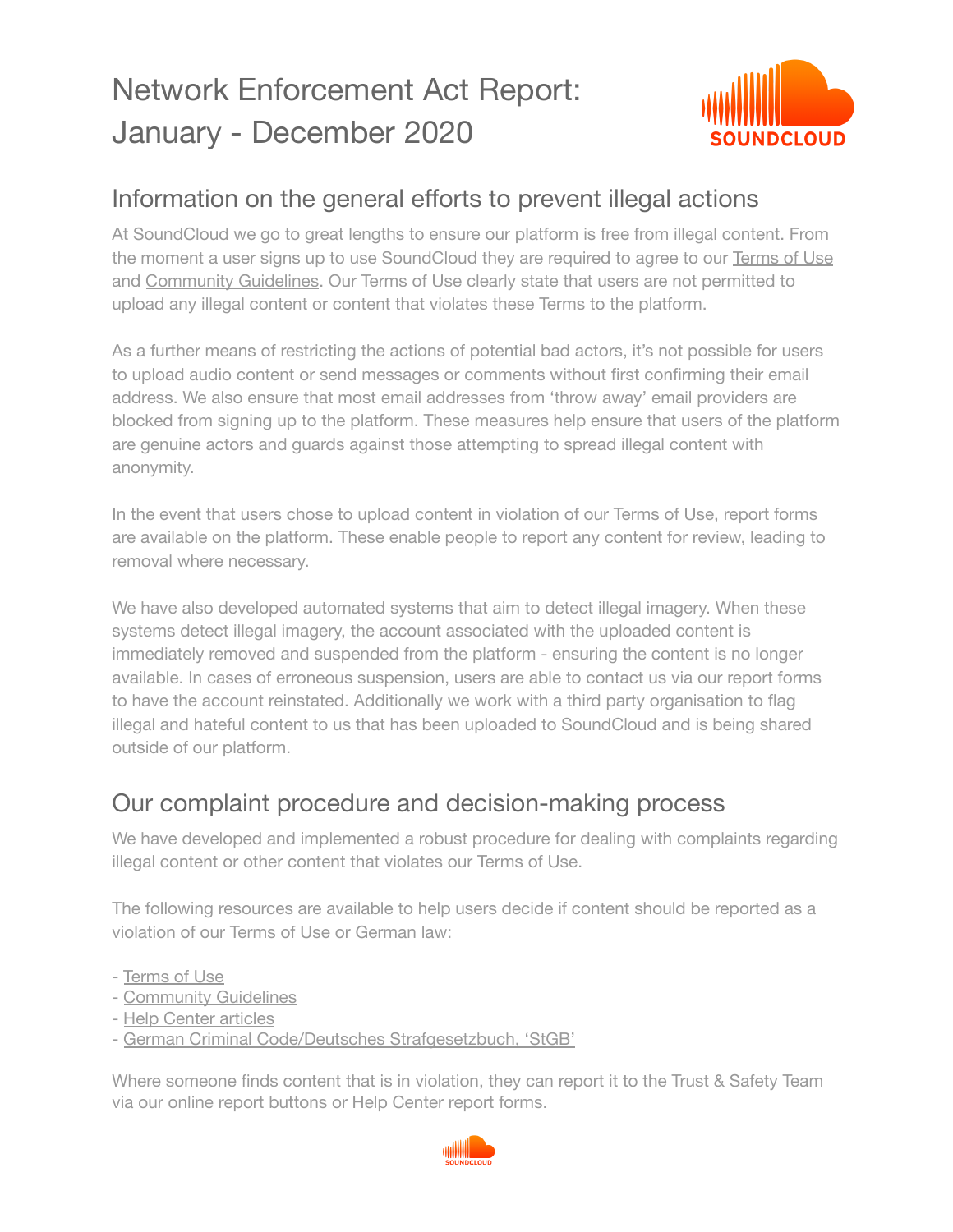# Network Enforcement Act Report: January - December 2020

## Information on the general efforts to prevent illegal actions

At SoundCloud we go to great lengths to ensure our platform is free from illegal content. From the moment a user signs up to use SoundCloud they are required to agree to our Terms of Use and Community Guidelines. Our Terms of Use clearly state that users are not permitted to upload any illegal content or content that violates these Terms to the platform.

As a further means of restricting the actions of potential bad actors, it's not possible for users to upload audio content or send messages or comments without first confirming their email address. We also ensure that most email addresses from 'throw away' email providers are blocked from signing up to the platform. These measures help ensure that users of the platform are genuine actors and guards against those attempting to spread illegal content with anonymity.

In the event that users chose to upload content in violation of our Terms of Use, report forms are available on the platform. These enable people to report any content for review, leading to removal where necessary.

We have also developed automated systems that aim to detect illegal imagery. When these systems detect illegal imagery, the account associated with the uploaded content is immediately removed and suspended from the platform - ensuring the content is no longer available. In cases of erroneous suspension, users are able to contact us via our report forms to have the account reinstated. Additionally we work with a third party organisation to flag illegal and hateful content to us that has been uploaded to SoundCloud and is being shared outside of our platform.

## Our complaint procedure and decision-making process

We have developed and implemented a robust procedure for dealing with complaints regarding illegal content or other content that violates our Terms of Use.

The following resources are available to help users decide if content should be reported as a violation of our Terms of Use or German law:

- Terms of Use
- Community Guidelines
- Help Center articles
- German Criminal Code/Deutsches Strafgesetzbuch, 'StGB'

Where someone finds content that is in violation, they can report it to the Trust & Safety Team via our online report buttons or Help Center report forms.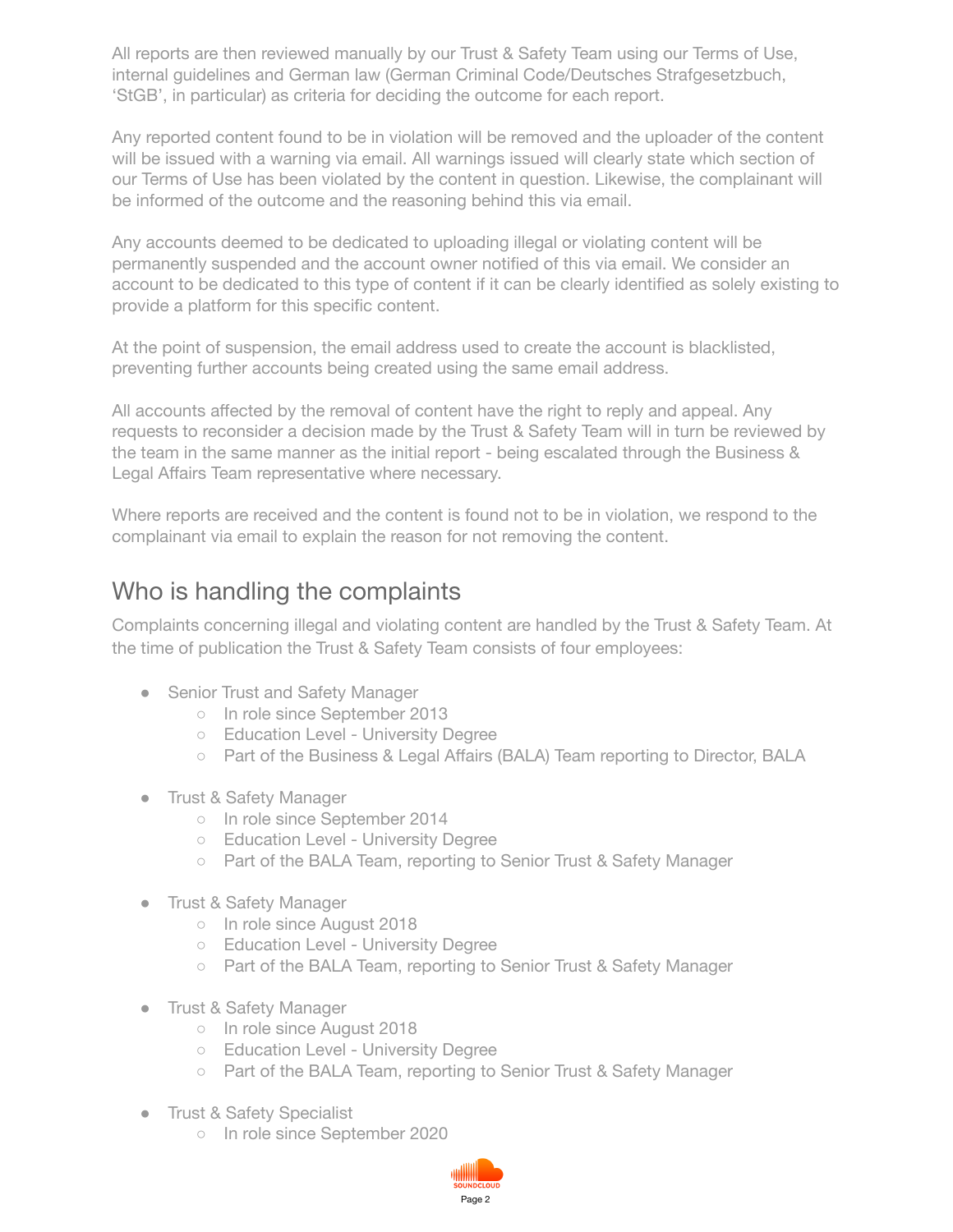All reports are then reviewed manually by our Trust & Safety Team using our Terms of Use, internal guidelines and German law (German Criminal Code/Deutsches Strafgesetzbuch, 'StGB', in particular) as criteria for deciding the outcome for each report.

Any reported content found to be in violation will be removed and the uploader of the content will be issued with a warning via email. All warnings issued will clearly state which section of our Terms of Use has been violated by the content in question. Likewise, the complainant will be informed of the outcome and the reasoning behind this via email.

Any accounts deemed to be dedicated to uploading illegal or violating content will be permanently suspended and the account owner notified of this via email. We consider an account to be dedicated to this type of content if it can be clearly identified as solely existing to provide a platform for this specific content.

At the point of suspension, the email address used to create the account is blacklisted, preventing further accounts being created using the same email address.

All accounts affected by the removal of content have the right to reply and appeal. Any requests to reconsider a decision made by the Trust & Safety Team will in turn be reviewed by the team in the same manner as the initial report - being escalated through the Business & Legal Affairs Team representative where necessary.

Where reports are received and the content is found not to be in violation, we respond to the complainant via email to explain the reason for not removing the content.

## Who is handling the complaints

Complaints concerning illegal and violating content are handled by the Trust & Safety Team. At the time of publication the Trust & Safety Team consists of four employees:

- Senior Trust and Safety Manager
  - In role since September 2013
  - Education Level - University Degree
  - Part of the Business & Legal Affairs (BALA) Team reporting to Director, BALA
- Trust & Safety Manager
  - In role since September 2014
  - Education Level - University Degree
  - Part of the BALA Team, reporting to Senior Trust & Safety Manager
- Trust & Safety Manager
  - In role since August 2018
  - Education Level - University Degree
  - Part of the BALA Team, reporting to Senior Trust & Safety Manager
- Trust & Safety Manager
  - In role since August 2018
  - Education Level - University Degree
  - Part of the BALA Team, reporting to Senior Trust & Safety Manager
- Trust & Safety Specialist
  - In role since September 2020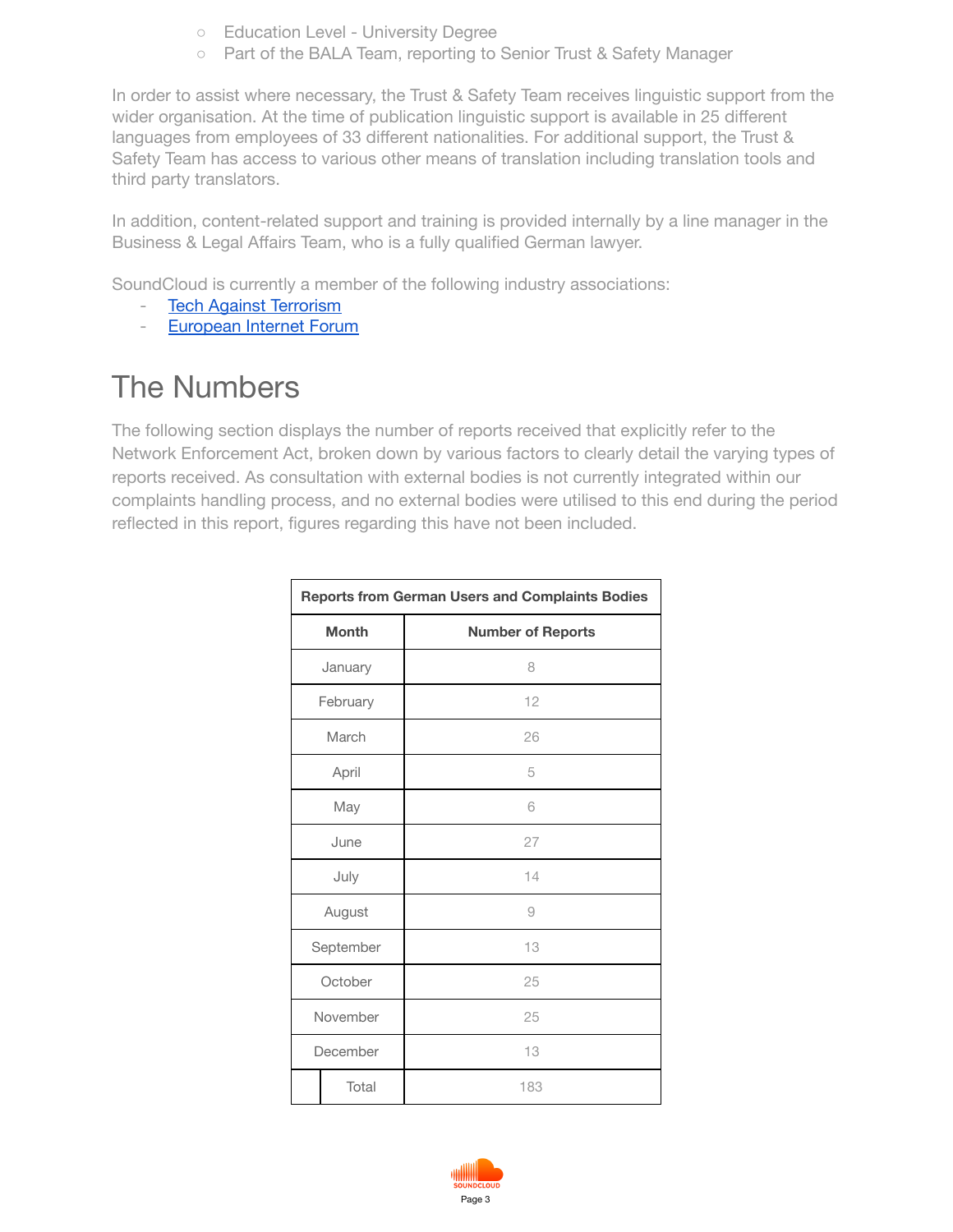- Education Level - University Degree
- Part of the BALA Team, reporting to Senior Trust & Safety Manager

In order to assist where necessary, the Trust & Safety Team receives linguistic support from the wider organisation. At the time of publication linguistic support is available in 25 different languages from employees of 33 different nationalities. For additional support, the Trust & Safety Team has access to various other means of translation including translation tools and third party translators.

In addition, content-related support and training is provided internally by a line manager in the Business & Legal Affairs Team, who is a fully qualified German lawyer.

SoundCloud is currently a member of the following industry associations:

- Tech Against Terrorism
- European Internet Forum

# The Numbers

The following section displays the number of reports received that explicitly refer to the Network Enforcement Act, broken down by various factors to clearly detail the varying types of reports received. As consultation with external bodies is not currently integrated within our complaints handling process, and no external bodies were utilised to this end during the period reflected in this report, figures regarding this have not been included.

| Reports from German Users and Complaints Bodies | |
|---|---|
| **Month** | **Number of Reports** |
| January | 8 |
| February | 12 |
| March | 26 |
| April | 5 |
| May | 6 |
| June | 27 |
| July | 14 |
| August | 9 |
| September | 13 |
| October | 25 |
| November | 25 |
| December | 13 |
| Total | 183 |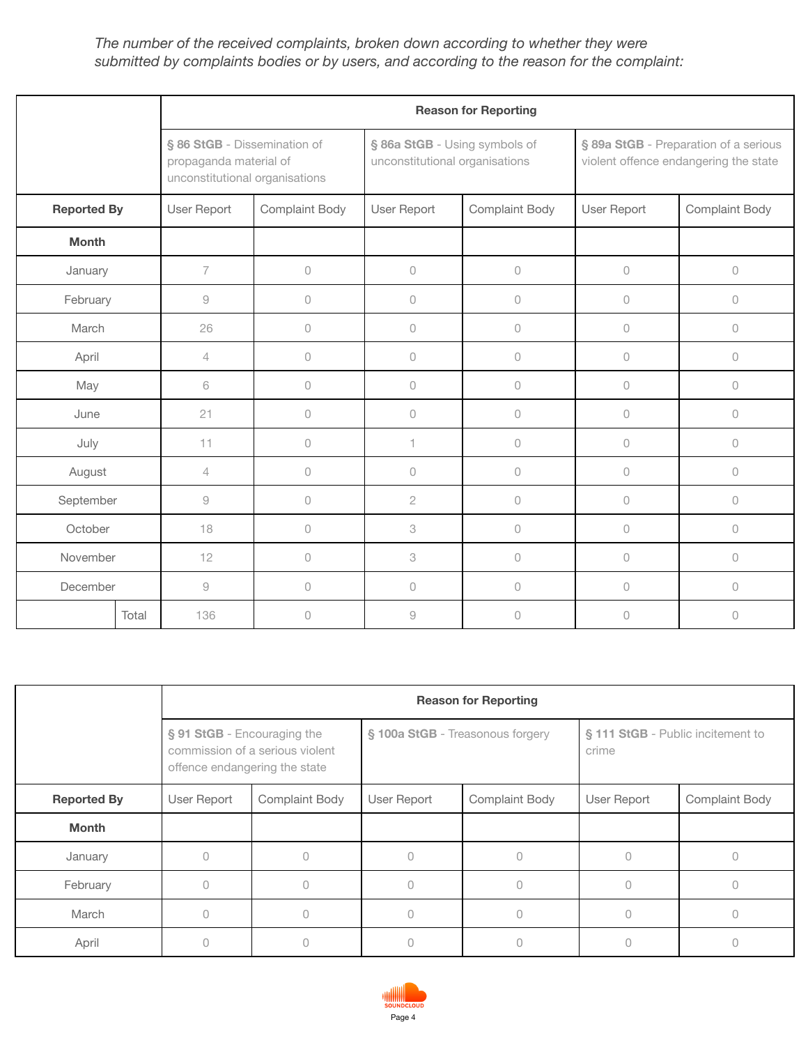*The number of the received complaints, broken down according to whether they were submitted by complaints bodies or by users, and according to the reason for the complaint:*

| | | Reason for Reporting | | | | | |
|---|---|---|---|---|---|---|---|
| | | **§ 86 StGB** - Dissemination of propaganda material of unconstitutional organisations | | **§ 86a StGB** - Using symbols of unconstitutional organisations | | **§ 89a StGB** - Preparation of a serious violent offence endangering the state | |
| **Reported By** | | User Report | Complaint Body | User Report | Complaint Body | User Report | Complaint Body |
| **Month** | | | | | | | |
| January | | 7 | 0 | 0 | 0 | 0 | 0 |
| February | | 9 | 0 | 0 | 0 | 0 | 0 |
| March | | 26 | 0 | 0 | 0 | 0 | 0 |
| April | | 4 | 0 | 0 | 0 | 0 | 0 |
| May | | 6 | 0 | 0 | 0 | 0 | 0 |
| June | | 21 | 0 | 0 | 0 | 0 | 0 |
| July | | 11 | 0 | 1 | 0 | 0 | 0 |
| August | | 4 | 0 | 0 | 0 | 0 | 0 |
| September | | 9 | 0 | 2 | 0 | 0 | 0 |
| October | | 18 | 0 | 3 | 0 | 0 | 0 |
| November | | 12 | 0 | 3 | 0 | 0 | 0 |
| December | | 9 | 0 | 0 | 0 | 0 | 0 |
| | Total | 136 | 0 | 9 | 0 | 0 | 0 |

| | Reason for Reporting | | | | | |
|---|---|---|---|---|---|---|
| | **§ 91 StGB** - Encouraging the commission of a serious violent offence endangering the state | | **§ 100a StGB** - Treasonous forgery | | **§ 111 StGB** - Public incitement to crime | |
| **Reported By** | User Report | Complaint Body | User Report | Complaint Body | User Report | Complaint Body |
| **Month** | | | | | | |
| January | 0 | 0 | 0 | 0 | 0 | 0 |
| February | 0 | 0 | 0 | 0 | 0 | 0 |
| March | 0 | 0 | 0 | 0 | 0 | 0 |
| April | 0 | 0 | 0 | 0 | 0 | 0 |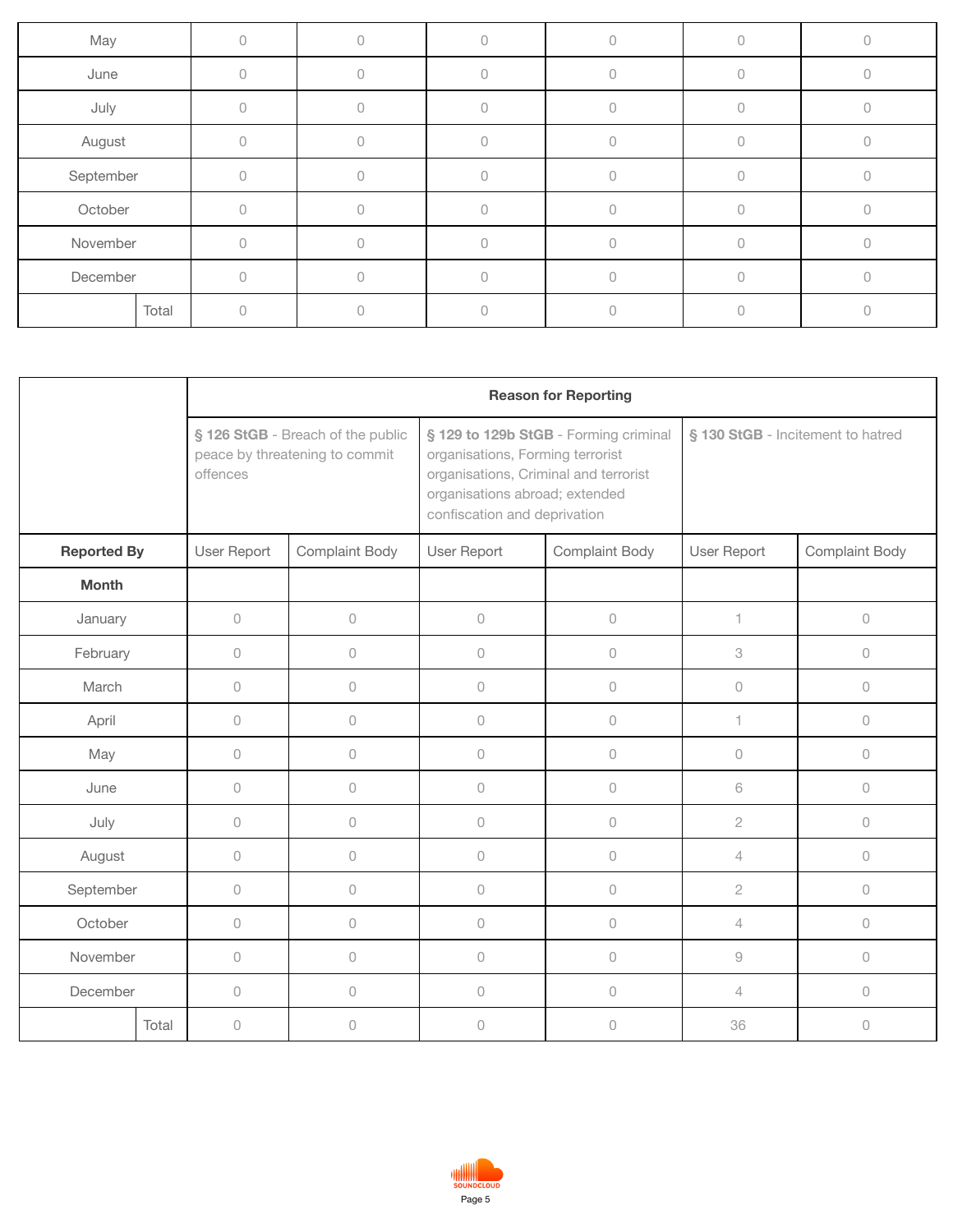| | | | | | | |
|---|---|---|---|---|---|---|
| May | 0 | 0 | 0 | 0 | 0 | 0 |
| June | 0 | 0 | 0 | 0 | 0 | 0 |
| July | 0 | 0 | 0 | 0 | 0 | 0 |
| August | 0 | 0 | 0 | 0 | 0 | 0 |
| September | 0 | 0 | 0 | 0 | 0 | 0 |
| October | 0 | 0 | 0 | 0 | 0 | 0 |
| November | 0 | 0 | 0 | 0 | 0 | 0 |
| December | 0 | 0 | 0 | 0 | 0 | 0 |
| Total | 0 | 0 | 0 | 0 | 0 | 0 |

| | Reason for Reporting | | | | | |
|---|---|---|---|---|---|---|
| | **§ 126 StGB** - Breach of the public peace by threatening to commit offences | | **§ 129 to 129b StGB** - Forming criminal organisations, Forming terrorist organisations, Criminal and terrorist organisations abroad; extended confiscation and deprivation | | **§ 130 StGB** - Incitement to hatred | |
| **Reported By** | User Report | Complaint Body | User Report | Complaint Body | User Report | Complaint Body |
| **Month** | | | | | | |
| January | 0 | 0 | 0 | 0 | 1 | 0 |
| February | 0 | 0 | 0 | 0 | 3 | 0 |
| March | 0 | 0 | 0 | 0 | 0 | 0 |
| April | 0 | 0 | 0 | 0 | 1 | 0 |
| May | 0 | 0 | 0 | 0 | 0 | 0 |
| June | 0 | 0 | 0 | 0 | 6 | 0 |
| July | 0 | 0 | 0 | 0 | 2 | 0 |
| August | 0 | 0 | 0 | 0 | 4 | 0 |
| September | 0 | 0 | 0 | 0 | 2 | 0 |
| October | 0 | 0 | 0 | 0 | 4 | 0 |
| November | 0 | 0 | 0 | 0 | 9 | 0 |
| December | 0 | 0 | 0 | 0 | 4 | 0 |
| Total | 0 | 0 | 0 | 0 | 36 | 0 |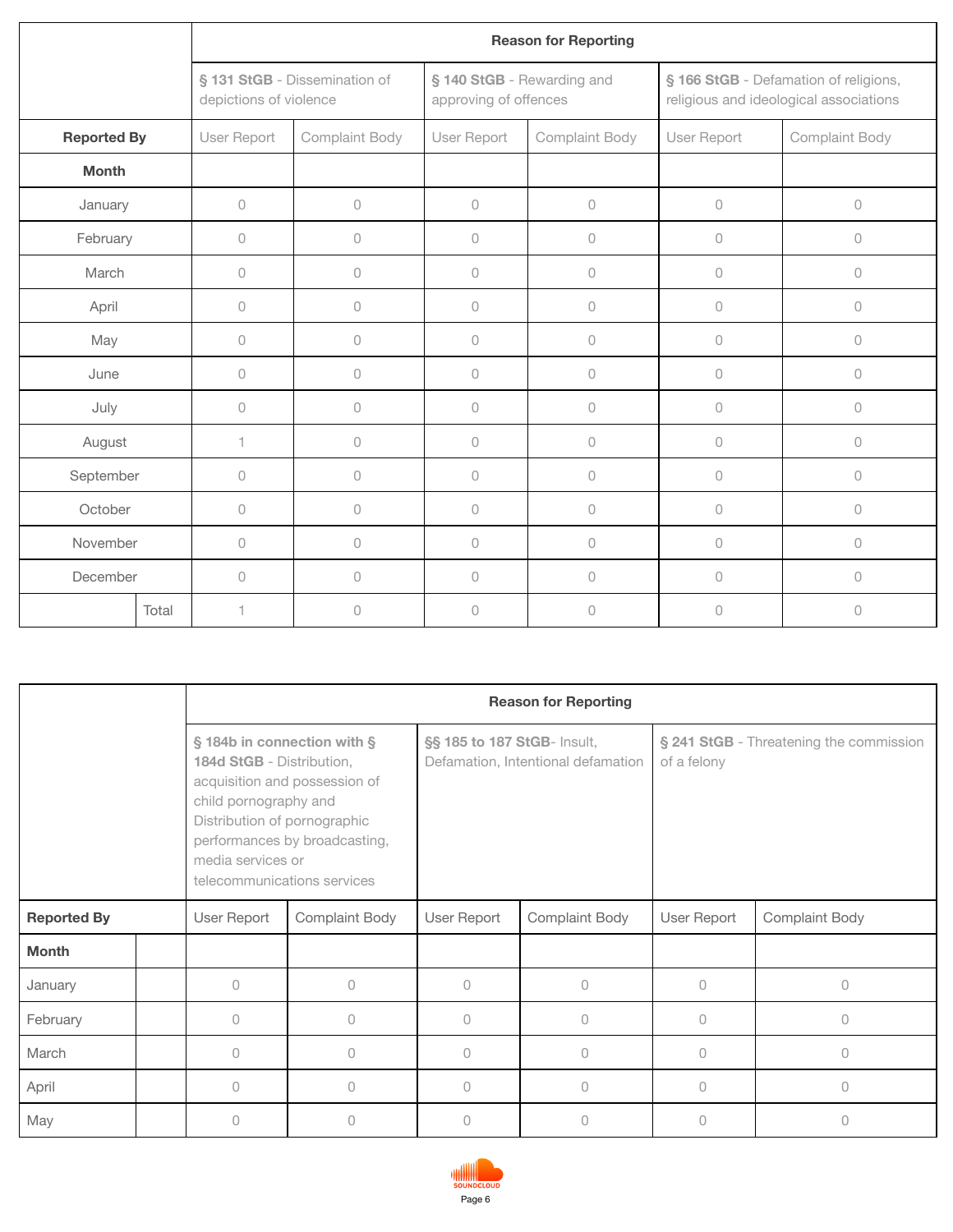| | Reason for Reporting | | | | | |
|---|---|---|---|---|---|---|
| | **§ 131 StGB** - Dissemination of depictions of violence | | **§ 140 StGB** - Rewarding and approving of offences | | **§ 166 StGB** - Defamation of religions, religious and ideological associations | |
| **Reported By** | User Report | Complaint Body | User Report | Complaint Body | User Report | Complaint Body |
| **Month** | | | | | | |
| January | 0 | 0 | 0 | 0 | 0 | 0 |
| February | 0 | 0 | 0 | 0 | 0 | 0 |
| March | 0 | 0 | 0 | 0 | 0 | 0 |
| April | 0 | 0 | 0 | 0 | 0 | 0 |
| May | 0 | 0 | 0 | 0 | 0 | 0 |
| June | 0 | 0 | 0 | 0 | 0 | 0 |
| July | 0 | 0 | 0 | 0 | 0 | 0 |
| August | 1 | 0 | 0 | 0 | 0 | 0 |
| September | 0 | 0 | 0 | 0 | 0 | 0 |
| October | 0 | 0 | 0 | 0 | 0 | 0 |
| November | 0 | 0 | 0 | 0 | 0 | 0 |
| December | 0 | 0 | 0 | 0 | 0 | 0 |
| Total | 1 | 0 | 0 | 0 | 0 | 0 |

| | Reason for Reporting | | | | | |
|---|---|---|---|---|---|---|
| | **§ 184b in connection with § 184d StGB** - Distribution, acquisition and possession of child pornography and Distribution of pornographic performances by broadcasting, media services or telecommunications services | | **§§ 185 to 187 StGB**- Insult, Defamation, Intentional defamation | | **§ 241 StGB** - Threatening the commission of a felony | |
| **Reported By** | User Report | Complaint Body | User Report | Complaint Body | User Report | Complaint Body |
| **Month** | | | | | | |
| January | 0 | 0 | 0 | 0 | 0 | 0 |
| February | 0 | 0 | 0 | 0 | 0 | 0 |
| March | 0 | 0 | 0 | 0 | 0 | 0 |
| April | 0 | 0 | 0 | 0 | 0 | 0 |
| May | 0 | 0 | 0 | 0 | 0 | 0 |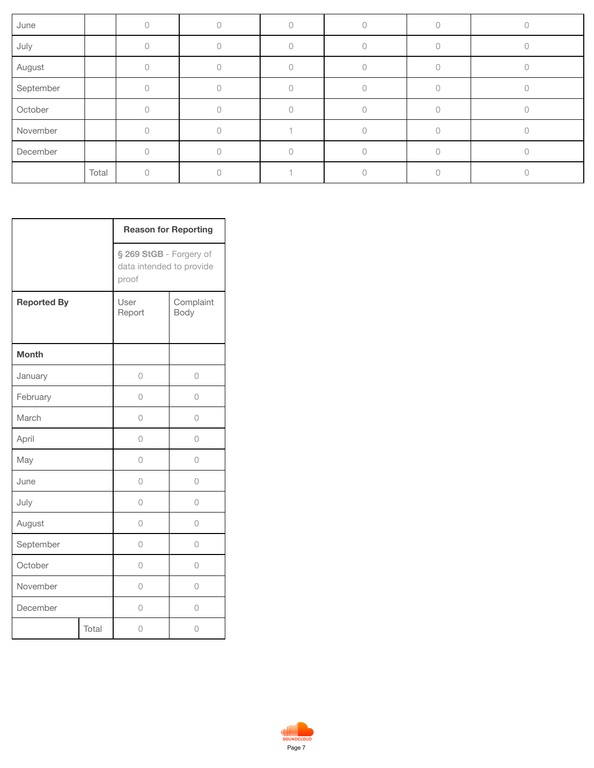| | | | | | | | |
|---|---|---|---|---|---|---|---|
| June | | 0 | 0 | 0 | 0 | 0 | 0 |
| July | | 0 | 0 | 0 | 0 | 0 | 0 |
| August | | 0 | 0 | 0 | 0 | 0 | 0 |
| September | | 0 | 0 | 0 | 0 | 0 | 0 |
| October | | 0 | 0 | 0 | 0 | 0 | 0 |
| November | | 0 | 0 | 1 | 0 | 0 | 0 |
| December | | 0 | 0 | 0 | 0 | 0 | 0 |
| | Total | 0 | 0 | 1 | 0 | 0 | 0 |

| | | **Reason for Reporting** | |
|---|---|---|---|
| | | **§ 269 StGB** - Forgery of data intended to provide proof | |
| **Reported By** | | User Report | Complaint Body |
| **Month** | | | |
| January | | 0 | 0 |
| February | | 0 | 0 |
| March | | 0 | 0 |
| April | | 0 | 0 |
| May | | 0 | 0 |
| June | | 0 | 0 |
| July | | 0 | 0 |
| August | | 0 | 0 |
| September | | 0 | 0 |
| October | | 0 | 0 |
| November | | 0 | 0 |
| December | | 0 | 0 |
| | Total | 0 | 0 |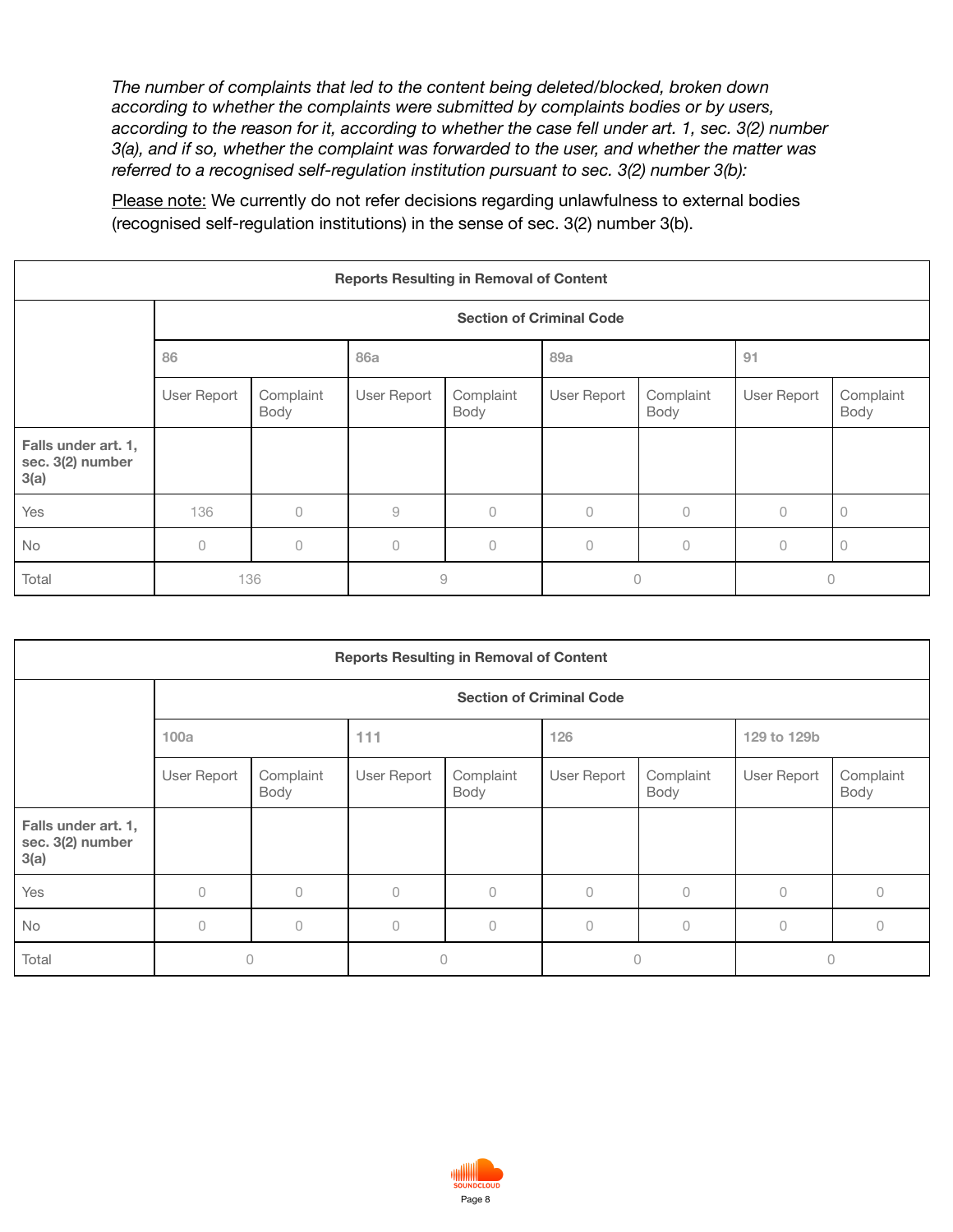*The number of complaints that led to the content being deleted/blocked, broken down according to whether the complaints were submitted by complaints bodies or by users, according to the reason for it, according to whether the case fell under art. 1, sec. 3(2) number 3(a), and if so, whether the complaint was forwarded to the user, and whether the matter was referred to a recognised self-regulation institution pursuant to sec. 3(2) number 3(b):*

Please note: We currently do not refer decisions regarding unlawfulness to external bodies (recognised self-regulation institutions) in the sense of sec. 3(2) number 3(b).

| Reports Resulting in Removal of Content | | | | | | | | |
|---|---|---|---|---|---|---|---|---|
| | **Section of Criminal Code** | | | | | | | |
| | 86 | | 86a | | 89a | | 91 | |
| | User Report | Complaint Body | User Report | Complaint Body | User Report | Complaint Body | User Report | Complaint Body |
| **Falls under art. 1, sec. 3(2) number 3(a)** | | | | | | | | |
| Yes | 136 | 0 | 9 | 0 | 0 | 0 | 0 | 0 |
| No | 0 | 0 | 0 | 0 | 0 | 0 | 0 | 0 |
| Total | 136 | | 9 | | 0 | | 0 | |

| Reports Resulting in Removal of Content | | | | | | | | |
|---|---|---|---|---|---|---|---|---|
| | **Section of Criminal Code** | | | | | | | |
| | 100a | | 111 | | 126 | | 129 to 129b | |
| | User Report | Complaint Body | User Report | Complaint Body | User Report | Complaint Body | User Report | Complaint Body |
| **Falls under art. 1, sec. 3(2) number 3(a)** | | | | | | | | |
| Yes | 0 | 0 | 0 | 0 | 0 | 0 | 0 | 0 |
| No | 0 | 0 | 0 | 0 | 0 | 0 | 0 | 0 |
| Total | 0 | | 0 | | 0 | | 0 | |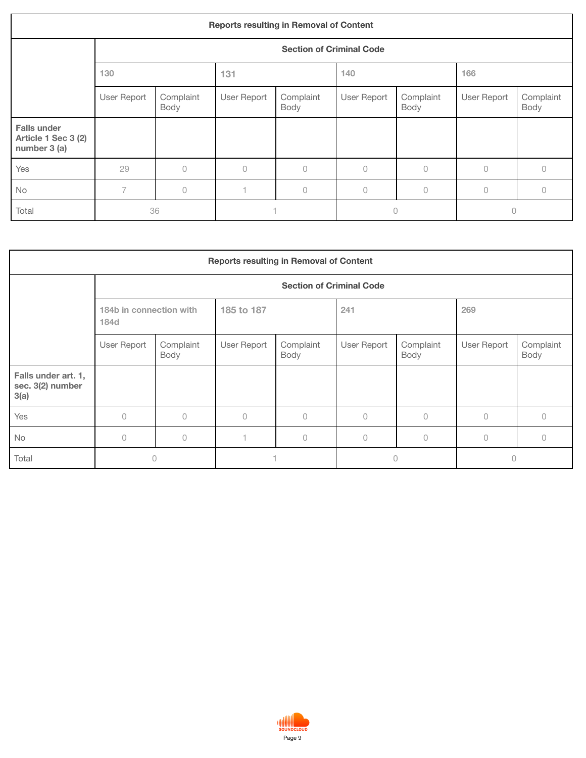| Reports resulting in Removal of Content | | | | | | | | |
|---|---|---|---|---|---|---|---|---|
| | Section of Criminal Code | | | | | | | |
| | 130 | | 131 | | 140 | | 166 | |
| | User Report | Complaint Body | User Report | Complaint Body | User Report | Complaint Body | User Report | Complaint Body |
| **Falls under Article 1 Sec 3 (2) number 3 (a)** | | | | | | | | |
| Yes | 29 | 0 | 0 | 0 | 0 | 0 | 0 | 0 |
| No | 7 | 0 | 1 | 0 | 0 | 0 | 0 | 0 |
| Total | 36 | | 1 | | 0 | | 0 | |

| Reports resulting in Removal of Content | | | | | | | | |
|---|---|---|---|---|---|---|---|---|
| | Section of Criminal Code | | | | | | | |
| | 184b in connection with 184d | | 185 to 187 | | 241 | | 269 | |
| | User Report | Complaint Body | User Report | Complaint Body | User Report | Complaint Body | User Report | Complaint Body |
| **Falls under art. 1, sec. 3(2) number 3(a)** | | | | | | | | |
| Yes | 0 | 0 | 0 | 0 | 0 | 0 | 0 | 0 |
| No | 0 | 0 | 1 | 0 | 0 | 0 | 0 | 0 |
| Total | 0 | | 1 | | 0 | | 0 | |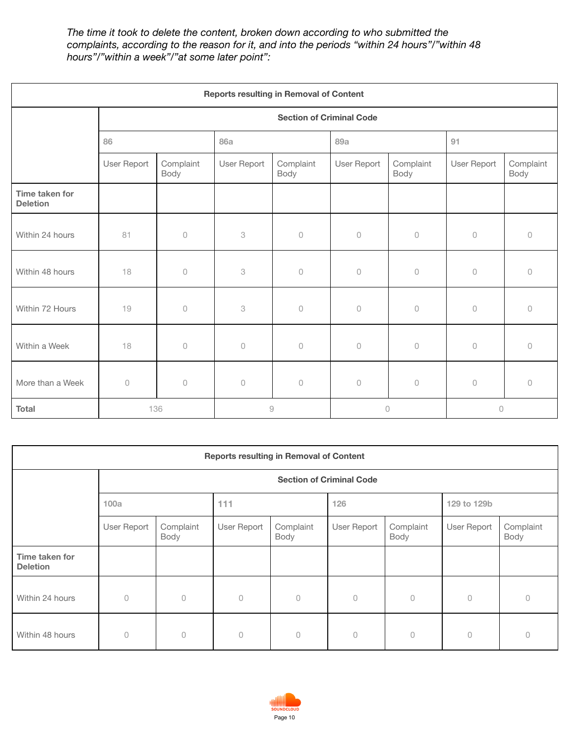*The time it took to delete the content, broken down according to who submitted the complaints, according to the reason for it, and into the periods “within 24 hours”/”within 48 hours”/”within a week”/”at some later point”:*

| Reports resulting in Removal of Content | | | | | | | | |
|---|---|---|---|---|---|---|---|---|
| | Section of Criminal Code | | | | | | | |
| | 86 | | 86a | | 89a | | 91 | |
| | User Report | Complaint Body | User Report | Complaint Body | User Report | Complaint Body | User Report | Complaint Body |
| **Time taken for Deletion** | | | | | | | | |
| Within 24 hours | 81 | 0 | 3 | 0 | 0 | 0 | 0 | 0 |
| Within 48 hours | 18 | 0 | 3 | 0 | 0 | 0 | 0 | 0 |
| Within 72 Hours | 19 | 0 | 3 | 0 | 0 | 0 | 0 | 0 |
| Within a Week | 18 | 0 | 0 | 0 | 0 | 0 | 0 | 0 |
| More than a Week | 0 | 0 | 0 | 0 | 0 | 0 | 0 | 0 |
| **Total** | 136 | | 9 | | 0 | | 0 | |

| Reports resulting in Removal of Content | | | | | | | | |
|---|---|---|---|---|---|---|---|---|
| | Section of Criminal Code | | | | | | | |
| | 100a | | 111 | | 126 | | 129 to 129b | |
| | User Report | Complaint Body | User Report | Complaint Body | User Report | Complaint Body | User Report | Complaint Body |
| **Time taken for Deletion** | | | | | | | | |
| Within 24 hours | 0 | 0 | 0 | 0 | 0 | 0 | 0 | 0 |
| Within 48 hours | 0 | 0 | 0 | 0 | 0 | 0 | 0 | 0 |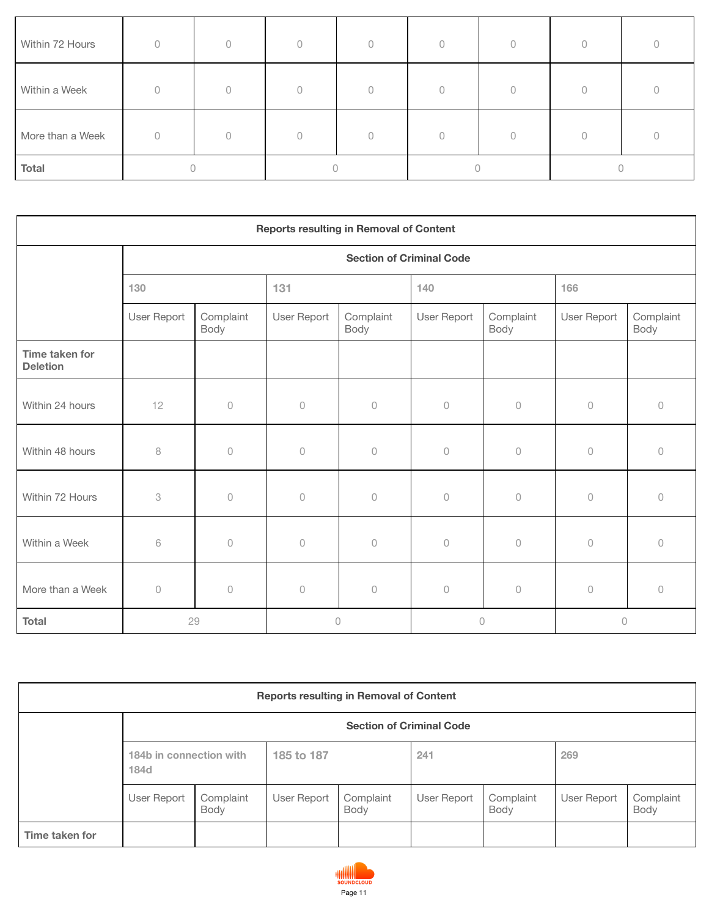| | | | | | | | | |
|---|---|---|---|---|---|---|---|---|
| Within 72 Hours | 0 | 0 | 0 | 0 | 0 | 0 | 0 | 0 |
| Within a Week | 0 | 0 | 0 | 0 | 0 | 0 | 0 | 0 |
| More than a Week | 0 | 0 | 0 | 0 | 0 | 0 | 0 | 0 |
| **Total** | 0 | | 0 | | 0 | | 0 | |

| **Reports resulting in Removal of Content** | | | | | | | | |
|---|---|---|---|---|---|---|---|---|
| | **Section of Criminal Code** | | | | | | | |
| | 130 | | 131 | | 140 | | 166 | |
| | User Report | Complaint Body | User Report | Complaint Body | User Report | Complaint Body | User Report | Complaint Body |
| **Time taken for Deletion** | | | | | | | | |
| Within 24 hours | 12 | 0 | 0 | 0 | 0 | 0 | 0 | 0 |
| Within 48 hours | 8 | 0 | 0 | 0 | 0 | 0 | 0 | 0 |
| Within 72 Hours | 3 | 0 | 0 | 0 | 0 | 0 | 0 | 0 |
| Within a Week | 6 | 0 | 0 | 0 | 0 | 0 | 0 | 0 |
| More than a Week | 0 | 0 | 0 | 0 | 0 | 0 | 0 | 0 |
| **Total** | 29 | | 0 | | 0 | | 0 | |

| **Reports resulting in Removal of Content** | | | | | | | | |
|---|---|---|---|---|---|---|---|---|
| | **Section of Criminal Code** | | | | | | | |
| | 184b in connection with 184d | | 185 to 187 | | 241 | | 269 | |
| | User Report | Complaint Body | User Report | Complaint Body | User Report | Complaint Body | User Report | Complaint Body |
| **Time taken for** | | | | | | | | |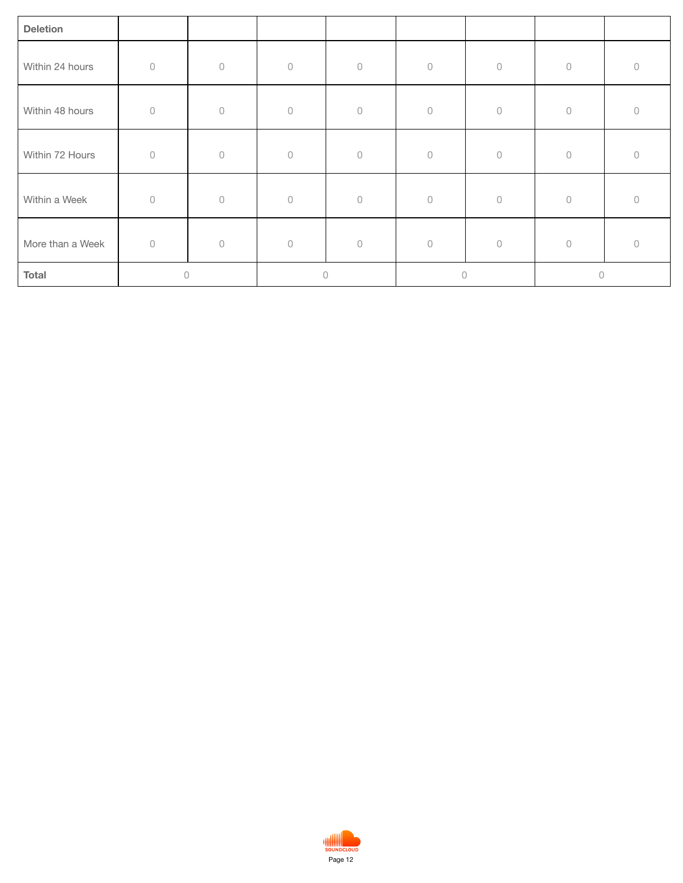| Deletion | | | | | | | | |
|---|---|---|---|---|---|---|---|---|
| Within 24 hours | 0 | 0 | 0 | 0 | 0 | 0 | 0 | 0 |
| Within 48 hours | 0 | 0 | 0 | 0 | 0 | 0 | 0 | 0 |
| Within 72 Hours | 0 | 0 | 0 | 0 | 0 | 0 | 0 | 0 |
| Within a Week | 0 | 0 | 0 | 0 | 0 | 0 | 0 | 0 |
| More than a Week | 0 | 0 | 0 | 0 | 0 | 0 | 0 | 0 |
| **Total** | 0 | | 0 | | 0 | | 0 | |